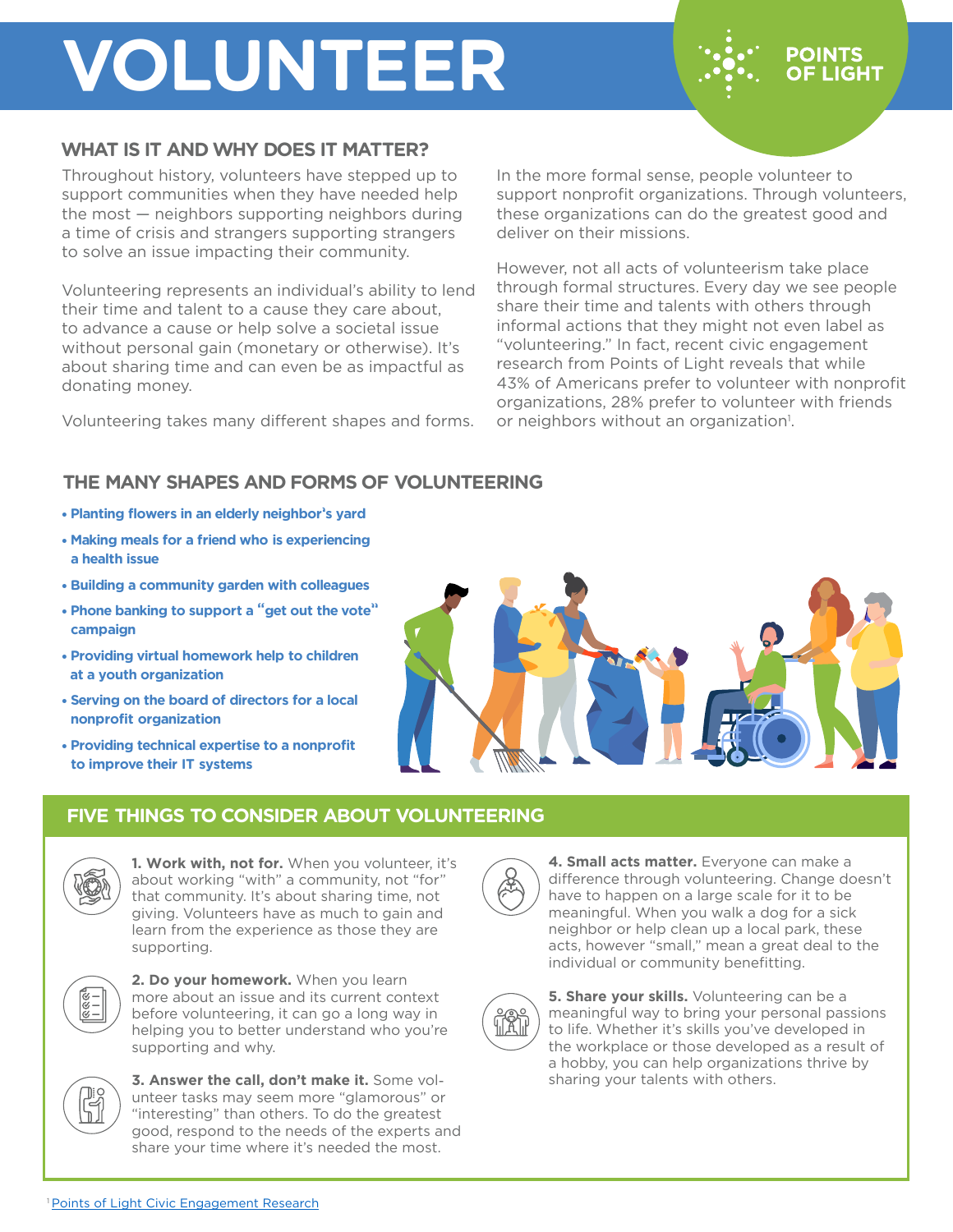# VOLUNTEER

POINTS OF LIGHT

## WHAT IS IT AND WHY DOES IT MATTER?

Throughout history, volunteers have stepped up to support communities when they have needed help the most — neighbors supporting neighbors during a time of crisis and strangers supporting strangers to solve an issue impacting their community.

Volunteering represents an individual's ability to lend their time and talent to a cause they care about, to advance a cause or help solve a societal issue without personal gain (monetary or otherwise). It's about sharing time and can even be as impactful as donating money.

Volunteering takes many different shapes and forms.

In the more formal sense, people volunteer to support nonprofit organizations. Through volunteers, these organizations can do the greatest good and deliver on their missions.

However, not all acts of volunteerism take place through formal structures. Every day we see people share their time and talents with others through informal actions that they might not even label as "volunteering." In fact, recent civic engagement research from Points of Light reveals that while 43% of Americans prefer to volunteer with nonprofit organizations, 28% prefer to volunteer with friends or neighbors without an organization[1].

## THE MANY SHAPES AND FORMS OF VOLUNTEERING

- **Planting flowers in an elderly neighbor's yard**
- **Making meals for a friend who is experiencing a health issue**
- **Building a community garden with colleagues**
- **Phone banking to support a "get out the vote" campaign**
- **Providing virtual homework help to children at a youth organization**
- **Serving on the board of directors for a local nonprofit organization**
- **Providing technical expertise to a nonprofit to improve their IT systems**

## FIVE THINGS TO CONSIDER ABOUT VOLUNTEERING

**1. Work with, not for.** When you volunteer, it's about working "with" a community, not "for" that community. It's about sharing time, not giving. Volunteers have as much to gain and learn from the experience as those they are supporting.

**2. Do your homework.** When you learn more about an issue and its current context before volunteering, it can go a long way in helping you to better understand who you're supporting and why.

**3. Answer the call, don't make it.** Some volunteer tasks may seem more "glamorous" or "interesting" than others. To do the greatest good, respond to the needs of the experts and share your time where it's needed the most.

**4. Small acts matter.** Everyone can make a difference through volunteering. Change doesn't have to happen on a large scale for it to be meaningful. When you walk a dog for a sick neighbor or help clean up a local park, these acts, however "small," mean a great deal to the individual or community benefitting.

**5. Share your skills.** Volunteering can be a meaningful way to bring your personal passions to life. Whether it's skills you've developed in the workplace or those developed as a result of a hobby, you can help organizations thrive by sharing your talents with others.

[1] Points of Light Civic Engagement Research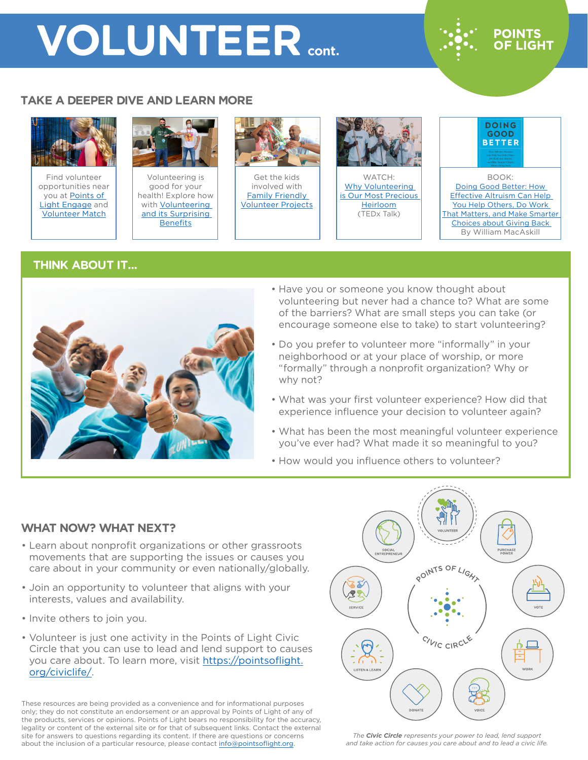# VOLUNTEER cont.

POINTS OF LIGHT

## TAKE A DEEPER DIVE AND LEARN MORE

Find volunteer opportunities near you at Points of Light Engage and Volunteer Match

Volunteering is good for your health! Explore how with Volunteering and its Surprising Benefits

Get the kids involved with Family Friendly Volunteer Projects

WATCH: Why Volunteering is Our Most Precious Heirloom (TEDx Talk)

BOOK: Doing Good Better: How Effective Altruism Can Help You Help Others, Do Work That Matters, and Make Smarter Choices about Giving Back By William MacAskill

## THINK ABOUT IT...

- Have you or someone you know thought about volunteering but never had a chance to? What are some of the barriers? What are small steps you can take (or encourage someone else to take) to start volunteering?
- Do you prefer to volunteer more "informally" in your neighborhood or at your place of worship, or more "formally" through a nonprofit organization? Why or why not?
- What was your first volunteer experience? How did that experience influence your decision to volunteer again?
- What has been the most meaningful volunteer experience you've ever had? What made it so meaningful to you?
- How would you influence others to volunteer?

## WHAT NOW? WHAT NEXT?

- Learn about nonprofit organizations or other grassroots movements that are supporting the issues or causes you care about in your community or even nationally/globally.
- Join an opportunity to volunteer that aligns with your interests, values and availability.
- Invite others to join you.
- Volunteer is just one activity in the Points of Light Civic Circle that you can use to lead and lend support to causes you care about. To learn more, visit https://pointsoflight.org/civiclife/.

POINTS OF LIGHT CIVIC CIRCLE

VOLUNTEER
PURCHASE POWER
VOTE
WORK
VOICE
DONATE
LISTEN & LEARN
SERVICE
SOCIAL ENTREPRENEUR

*The **Civic Circle** represents your power to lead, lend support and take action for causes you care about and to lead a civic life.*

These resources are being provided as a convenience and for informational purposes only; they do not constitute an endorsement or an approval by Points of Light of any of the products, services or opinions. Points of Light bears no responsibility for the accuracy, legality or content of the external site or for that of subsequent links. Contact the external site for answers to questions regarding its content. If there are questions or concerns about the inclusion of a particular resource, please contact info@pointsoflight.org.